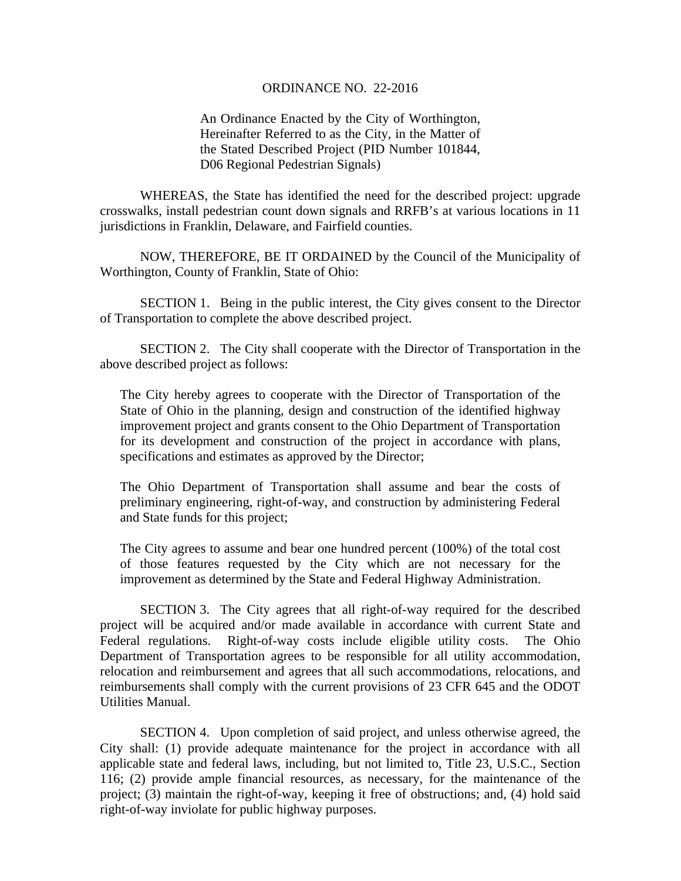# ORDINANCE NO. 22-2016

An Ordinance Enacted by the City of Worthington, Hereinafter Referred to as the City, in the Matter of the Stated Described Project (PID Number 101844, D06 Regional Pedestrian Signals)

WHEREAS, the State has identified the need for the described project: upgrade crosswalks, install pedestrian count down signals and RRFB's at various locations in 11 jurisdictions in Franklin, Delaware, and Fairfield counties.

NOW, THEREFORE, BE IT ORDAINED by the Council of the Municipality of Worthington, County of Franklin, State of Ohio:

SECTION 1. Being in the public interest, the City gives consent to the Director of Transportation to complete the above described project.

SECTION 2. The City shall cooperate with the Director of Transportation in the above described project as follows:

> The City hereby agrees to cooperate with the Director of Transportation of the State of Ohio in the planning, design and construction of the identified highway improvement project and grants consent to the Ohio Department of Transportation for its development and construction of the project in accordance with plans, specifications and estimates as approved by the Director;
>
> The Ohio Department of Transportation shall assume and bear the costs of preliminary engineering, right-of-way, and construction by administering Federal and State funds for this project;
>
> The City agrees to assume and bear one hundred percent (100%) of the total cost of those features requested by the City which are not necessary for the improvement as determined by the State and Federal Highway Administration.

SECTION 3. The City agrees that all right-of-way required for the described project will be acquired and/or made available in accordance with current State and Federal regulations. Right-of-way costs include eligible utility costs. The Ohio Department of Transportation agrees to be responsible for all utility accommodation, relocation and reimbursement and agrees that all such accommodations, relocations, and reimbursements shall comply with the current provisions of 23 CFR 645 and the ODOT Utilities Manual.

SECTION 4. Upon completion of said project, and unless otherwise agreed, the City shall: (1) provide adequate maintenance for the project in accordance with all applicable state and federal laws, including, but not limited to, Title 23, U.S.C., Section 116; (2) provide ample financial resources, as necessary, for the maintenance of the project; (3) maintain the right-of-way, keeping it free of obstructions; and, (4) hold said right-of-way inviolate for public highway purposes.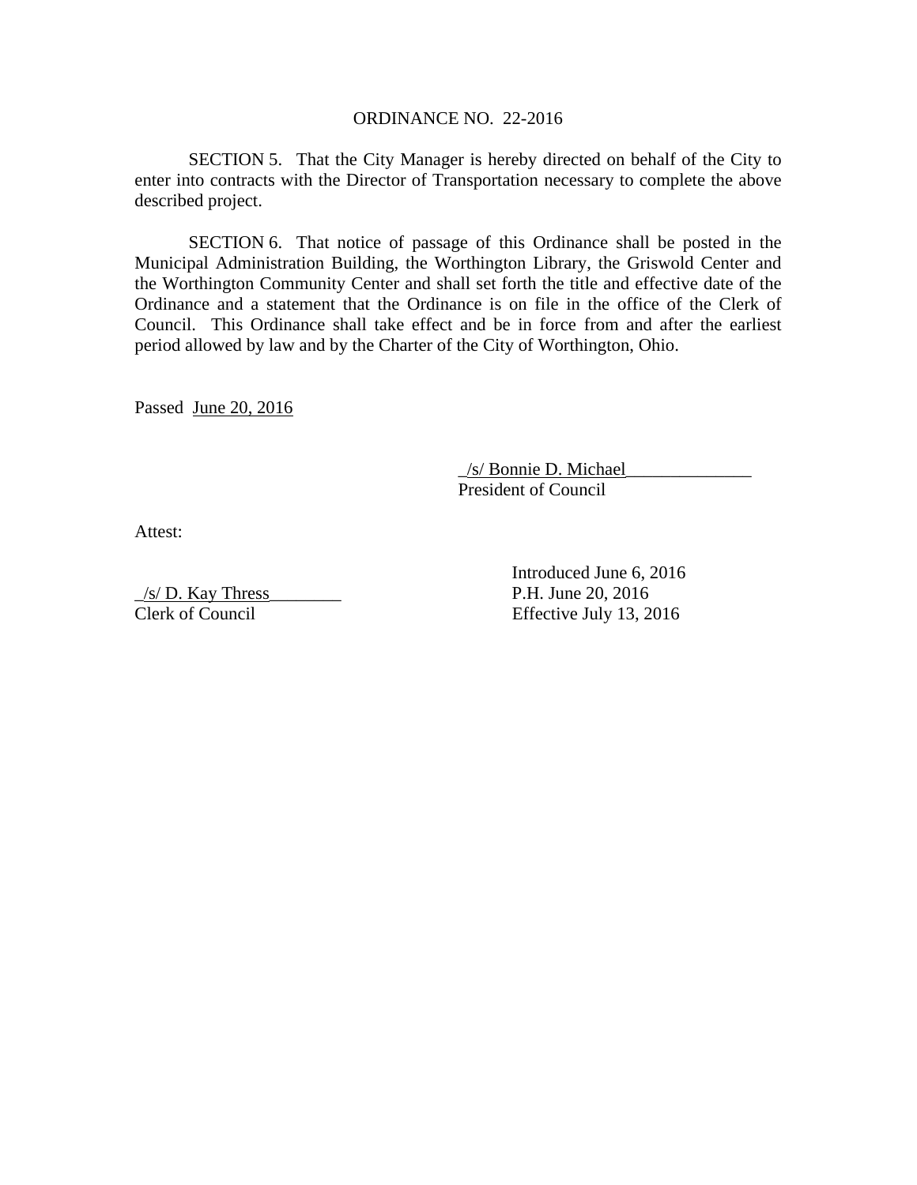ORDINANCE NO. 22-2016

SECTION 5. That the City Manager is hereby directed on behalf of the City to enter into contracts with the Director of Transportation necessary to complete the above described project.

SECTION 6. That notice of passage of this Ordinance shall be posted in the Municipal Administration Building, the Worthington Library, the Griswold Center and the Worthington Community Center and shall set forth the title and effective date of the Ordinance and a statement that the Ordinance is on file in the office of the Clerk of Council. This Ordinance shall take effect and be in force from and after the earliest period allowed by law and by the Charter of the City of Worthington, Ohio.

Passed June 20, 2016

_/s/ Bonnie D. Michael______________
President of Council

Attest:

_/s/ D. Kay Thress________
Clerk of Council

Introduced June 6, 2016
P.H. June 20, 2016
Effective July 13, 2016